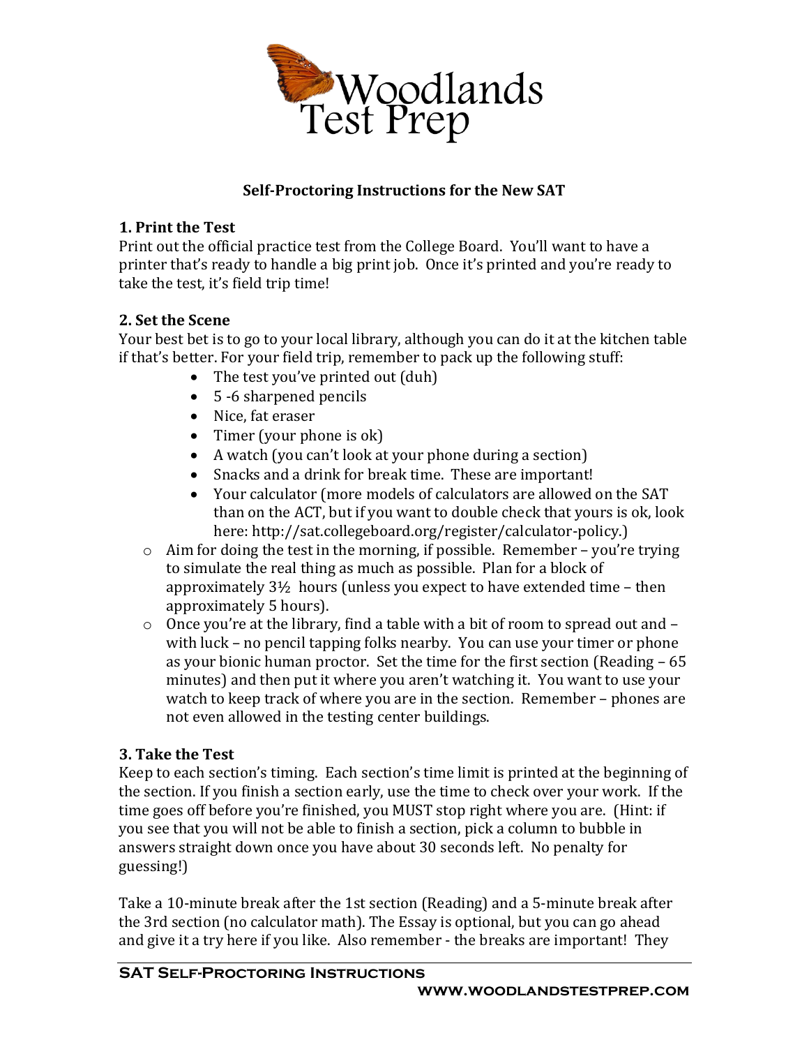# Woodlands Test Prep

## Self-Proctoring Instructions for the New SAT

### 1. Print the Test

Print out the official practice test from the College Board. You'll want to have a printer that's ready to handle a big print job. Once it's printed and you're ready to take the test, it's field trip time!

### 2. Set the Scene

Your best bet is to go to your local library, although you can do it at the kitchen table if that's better. For your field trip, remember to pack up the following stuff:

- The test you've printed out (duh)
- 5 -6 sharpened pencils
- Nice, fat eraser
- Timer (your phone is ok)
- A watch (you can't look at your phone during a section)
- Snacks and a drink for break time. These are important!
- Your calculator (more models of calculators are allowed on the SAT than on the ACT, but if you want to double check that yours is ok, look here: http://sat.collegeboard.org/register/calculator-policy.)

- Aim for doing the test in the morning, if possible. Remember – you're trying to simulate the real thing as much as possible. Plan for a block of approximately 3½ hours (unless you expect to have extended time – then approximately 5 hours).
- Once you're at the library, find a table with a bit of room to spread out and – with luck – no pencil tapping folks nearby. You can use your timer or phone as your bionic human proctor. Set the time for the first section (Reading – 65 minutes) and then put it where you aren't watching it. You want to use your watch to keep track of where you are in the section. Remember – phones are not even allowed in the testing center buildings.

### 3. Take the Test

Keep to each section's timing. Each section's time limit is printed at the beginning of the section. If you finish a section early, use the time to check over your work. If the time goes off before you're finished, you MUST stop right where you are. (Hint: if you see that you will not be able to finish a section, pick a column to bubble in answers straight down once you have about 30 seconds left. No penalty for guessing!)

Take a 10-minute break after the 1st section (Reading) and a 5-minute break after the 3rd section (no calculator math). The Essay is optional, but you can go ahead and give it a try here if you like. Also remember - the breaks are important! They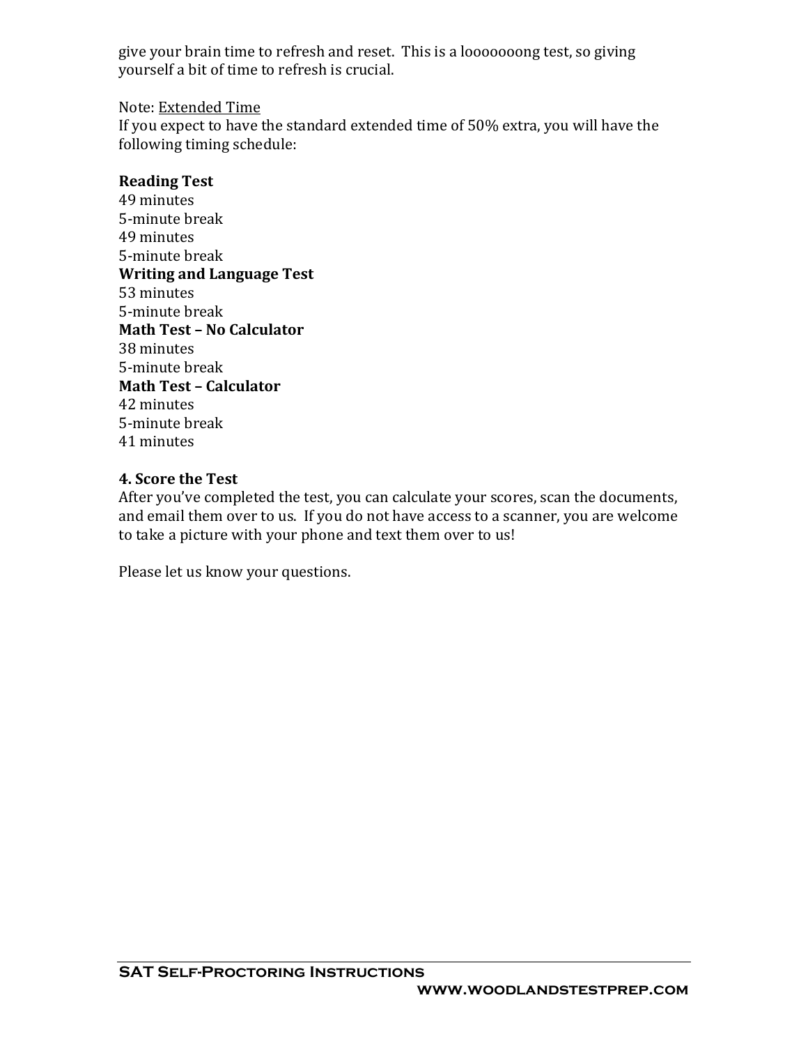give your brain time to refresh and reset. This is a looooooong test, so giving yourself a bit of time to refresh is crucial.

Note: Extended Time

If you expect to have the standard extended time of 50% extra, you will have the following timing schedule:

**Reading Test**

49 minutes

5-minute break

49 minutes

5-minute break

**Writing and Language Test**

53 minutes

5-minute break

**Math Test – No Calculator**

38 minutes

5-minute break

**Math Test – Calculator**

42 minutes

5-minute break

41 minutes

**4. Score the Test**

After you've completed the test, you can calculate your scores, scan the documents, and email them over to us. If you do not have access to a scanner, you are welcome to take a picture with your phone and text them over to us!

Please let us know your questions.